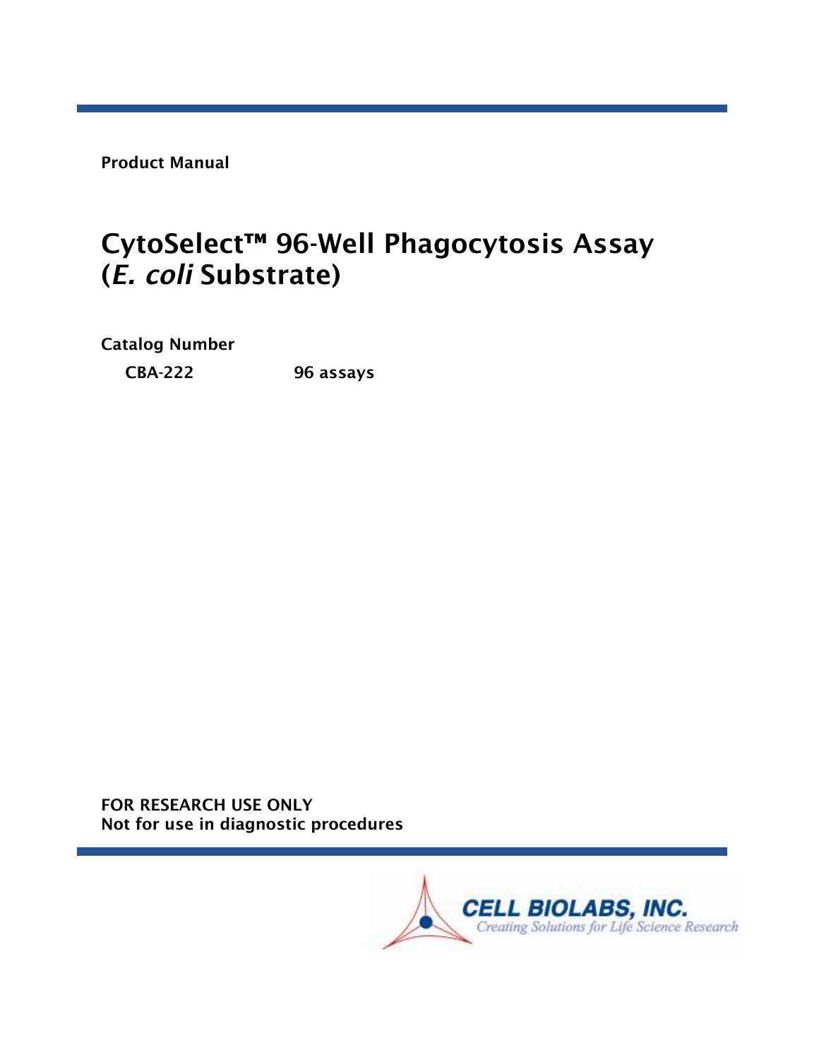Product Manual

# CytoSelect™ 96-Well Phagocytosis Assay (*E. coli* Substrate)

**Catalog Number**

| | |
|---|---|
| **CBA-222** | **96 assays** |

**FOR RESEARCH USE ONLY**
**Not for use in diagnostic procedures**

CELL BIOLABS, INC.
*Creating Solutions for Life Science Research*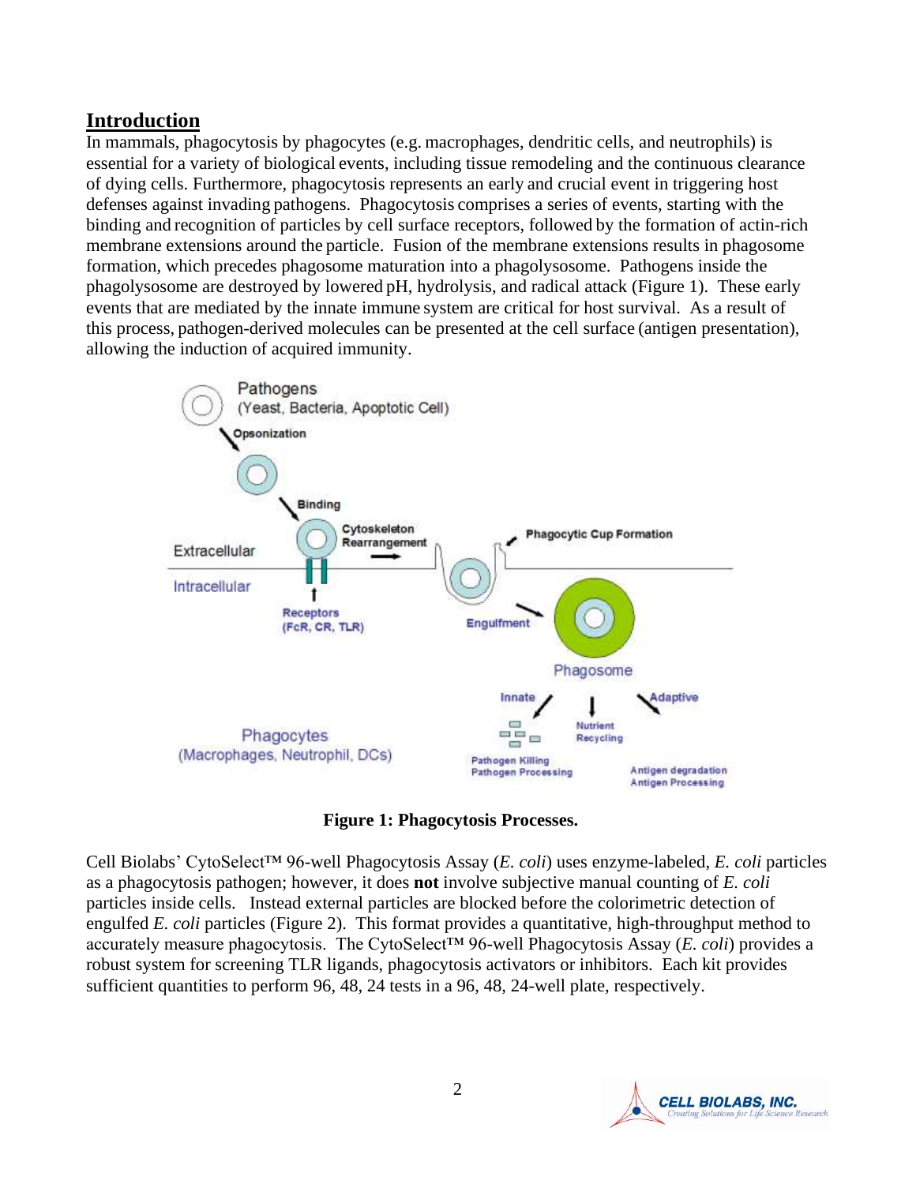## Introduction

In mammals, phagocytosis by phagocytes (e.g. macrophages, dendritic cells, and neutrophils) is essential for a variety of biological events, including tissue remodeling and the continuous clearance of dying cells. Furthermore, phagocytosis represents an early and crucial event in triggering host defenses against invading pathogens. Phagocytosis comprises a series of events, starting with the binding and recognition of particles by cell surface receptors, followed by the formation of actin-rich membrane extensions around the particle. Fusion of the membrane extensions results in phagosome formation, which precedes phagosome maturation into a phagolysosome. Pathogens inside the phagolysosome are destroyed by lowered pH, hydrolysis, and radical attack (Figure 1). These early events that are mediated by the innate immune system are critical for host survival. As a result of this process, pathogen-derived molecules can be presented at the cell surface (antigen presentation), allowing the induction of acquired immunity.

**Figure 1: Phagocytosis Processes.**

Cell Biolabs' CytoSelect™ 96-well Phagocytosis Assay (*E. coli*) uses enzyme-labeled, *E. coli* particles as a phagocytosis pathogen; however, it does **not** involve subjective manual counting of *E. coli* particles inside cells. Instead external particles are blocked before the colorimetric detection of engulfed *E. coli* particles (Figure 2). This format provides a quantitative, high-throughput method to accurately measure phagocytosis. The CytoSelect™ 96-well Phagocytosis Assay (*E. coli*) provides a robust system for screening TLR ligands, phagocytosis activators or inhibitors. Each kit provides sufficient quantities to perform 96, 48, 24 tests in a 96, 48, 24-well plate, respectively.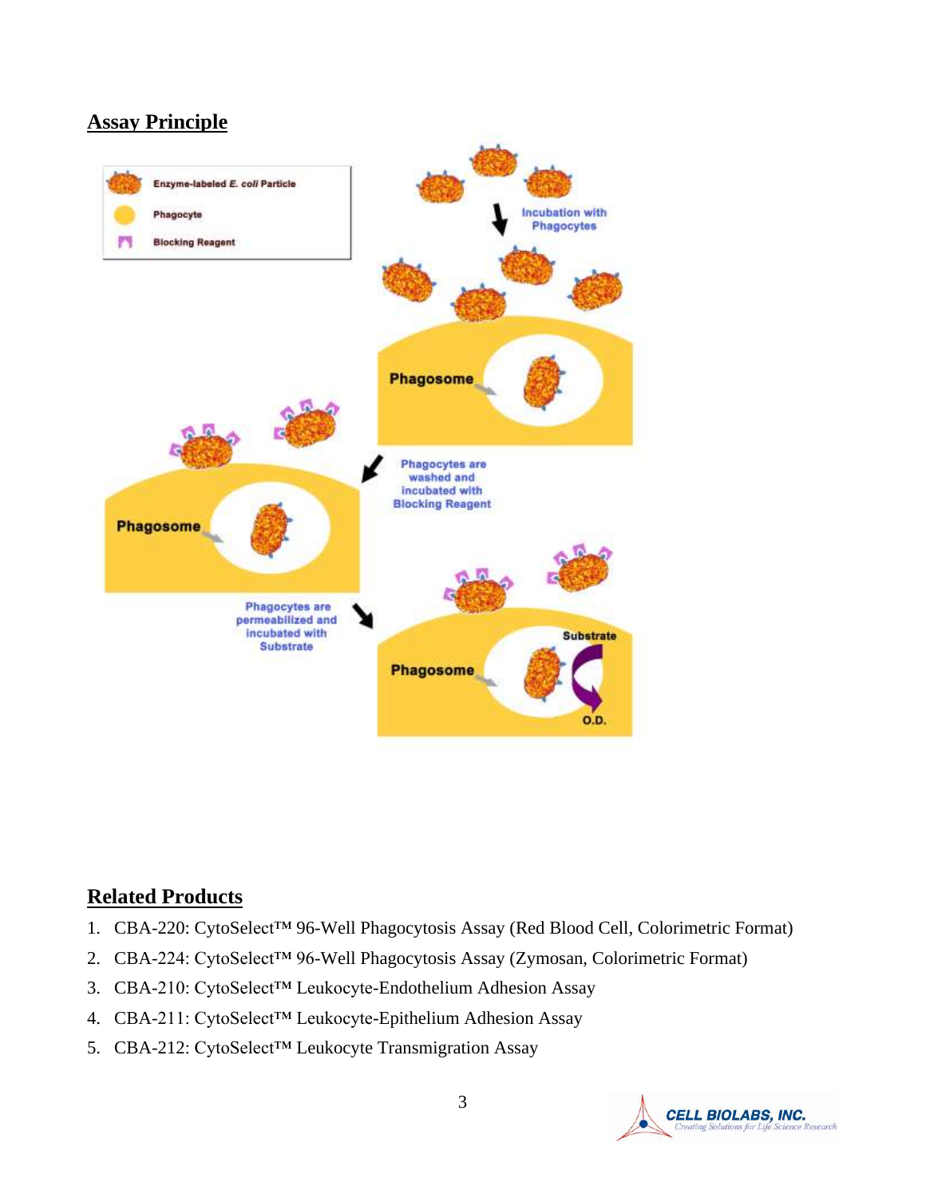## Assay Principle

## Related Products

1. CBA-220: CytoSelect™ 96-Well Phagocytosis Assay (Red Blood Cell, Colorimetric Format)
2. CBA-224: CytoSelect™ 96-Well Phagocytosis Assay (Zymosan, Colorimetric Format)
3. CBA-210: CytoSelect™ Leukocyte-Endothelium Adhesion Assay
4. CBA-211: CytoSelect™ Leukocyte-Epithelium Adhesion Assay
5. CBA-212: CytoSelect™ Leukocyte Transmigration Assay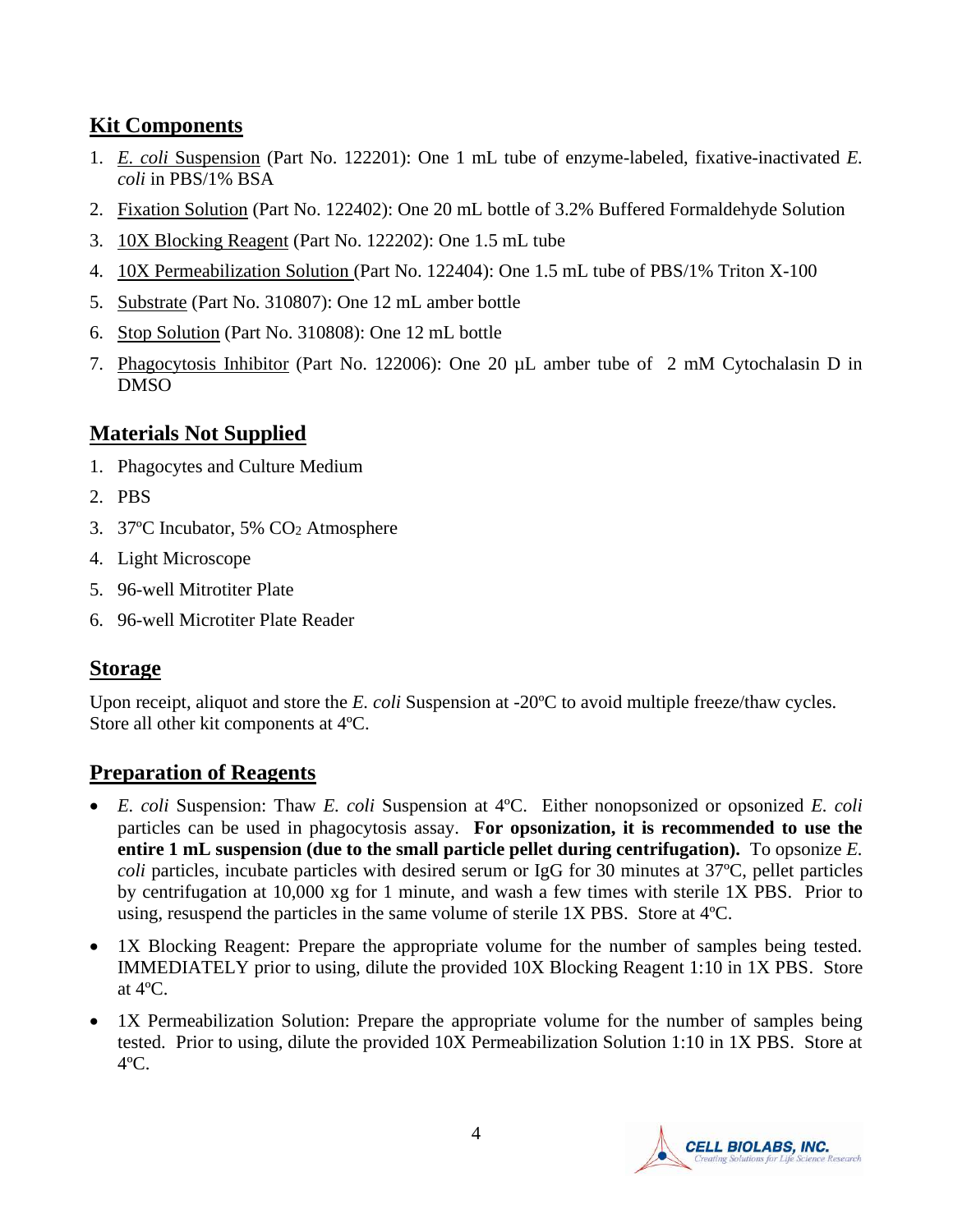## Kit Components

1. <u>*E. coli* Suspension</u> (Part No. 122201): One 1 mL tube of enzyme-labeled, fixative-inactivated *E. coli* in PBS/1% BSA
2. <u>Fixation Solution</u> (Part No. 122402): One 20 mL bottle of 3.2% Buffered Formaldehyde Solution
3. <u>10X Blocking Reagent</u> (Part No. 122202): One 1.5 mL tube
4. <u>10X Permeabilization Solution</u> (Part No. 122404): One 1.5 mL tube of PBS/1% Triton X-100
5. <u>Substrate</u> (Part No. 310807): One 12 mL amber bottle
6. <u>Stop Solution</u> (Part No. 310808): One 12 mL bottle
7. <u>Phagocytosis Inhibitor</u> (Part No. 122006): One 20 µL amber tube of 2 mM Cytochalasin D in DMSO

## Materials Not Supplied

1. Phagocytes and Culture Medium
2. PBS
3. 37ºC Incubator, 5% $CO_2$ Atmosphere
4. Light Microscope
5. 96-well Mitrotiter Plate
6. 96-well Microtiter Plate Reader

## Storage

Upon receipt, aliquot and store the *E. coli* Suspension at -20ºC to avoid multiple freeze/thaw cycles. Store all other kit components at 4ºC.

## Preparation of Reagents

- *E. coli* Suspension: Thaw *E. coli* Suspension at 4ºC. Either nonopsonized or opsonized *E. coli* particles can be used in phagocytosis assay. **For opsonization, it is recommended to use the entire 1 mL suspension (due to the small particle pellet during centrifugation).** To opsonize *E. coli* particles, incubate particles with desired serum or IgG for 30 minutes at 37ºC, pellet particles by centrifugation at 10,000 xg for 1 minute, and wash a few times with sterile 1X PBS. Prior to using, resuspend the particles in the same volume of sterile 1X PBS. Store at 4ºC.
- 1X Blocking Reagent: Prepare the appropriate volume for the number of samples being tested. IMMEDIATELY prior to using, dilute the provided 10X Blocking Reagent 1:10 in 1X PBS. Store at 4ºC.
- 1X Permeabilization Solution: Prepare the appropriate volume for the number of samples being tested. Prior to using, dilute the provided 10X Permeabilization Solution 1:10 in 1X PBS. Store at 4ºC.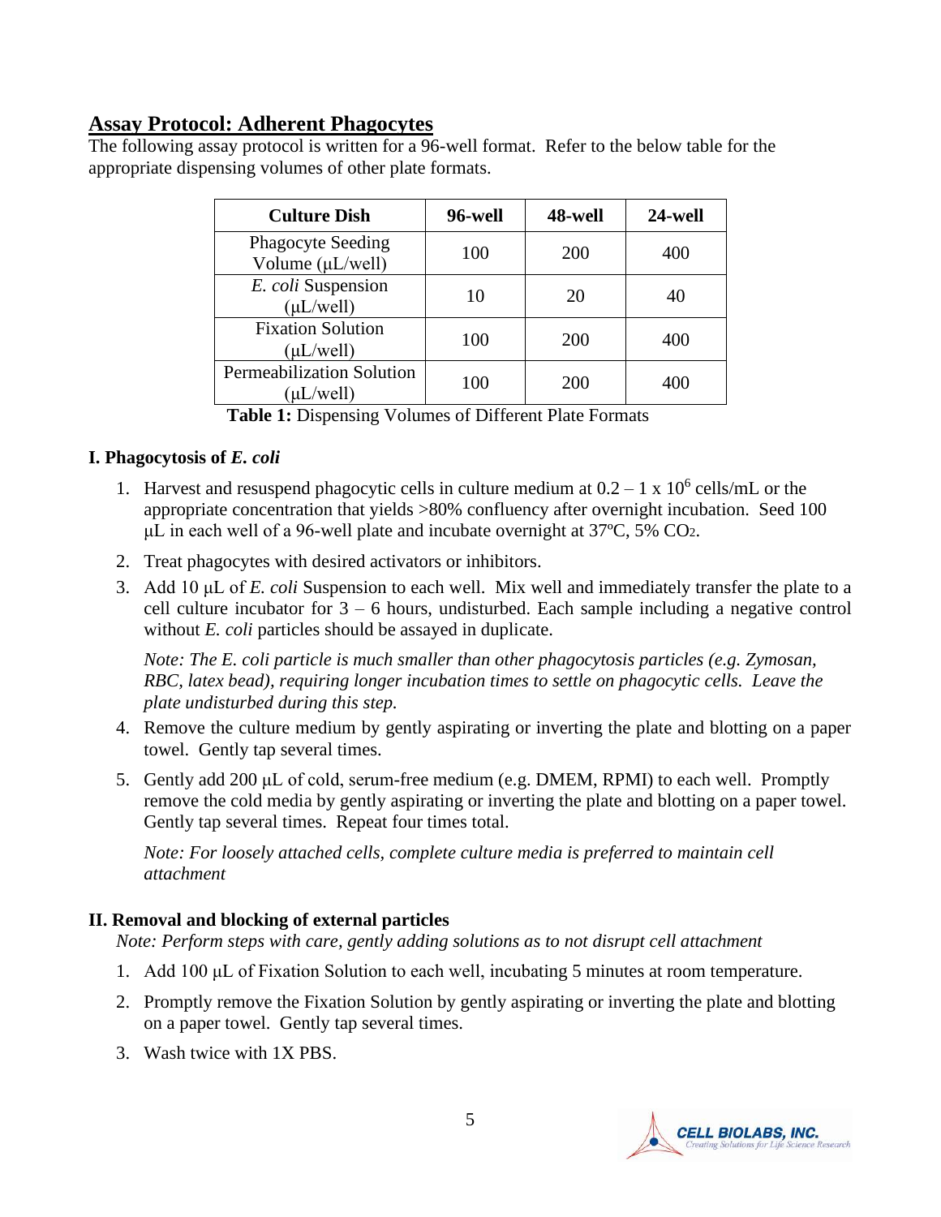## Assay Protocol: Adherent Phagocytes

The following assay protocol is written for a 96-well format. Refer to the below table for the appropriate dispensing volumes of other plate formats.

| Culture Dish | 96-well | 48-well | 24-well |
|---|---|---|---|
| Phagocyte Seeding Volume (μL/well) | 100 | 200 | 400 |
| *E. coli* Suspension (μL/well) | 10 | 20 | 40 |
| Fixation Solution (μL/well) | 100 | 200 | 400 |
| Permeabilization Solution (μL/well) | 100 | 200 | 400 |

**Table 1:** Dispensing Volumes of Different Plate Formats

### I. Phagocytosis of *E. coli*

1. Harvest and resuspend phagocytic cells in culture medium at $0.2 – 1 \times 10^6$ cells/mL or the appropriate concentration that yields >80% confluency after overnight incubation. Seed 100 μL in each well of a 96-well plate and incubate overnight at 37ºC, 5% $CO_2$.
2. Treat phagocytes with desired activators or inhibitors.
3. Add 10 μL of *E. coli* Suspension to each well. Mix well and immediately transfer the plate to a cell culture incubator for 3 – 6 hours, undisturbed. Each sample including a negative control without *E. coli* particles should be assayed in duplicate.

   *Note: The E. coli particle is much smaller than other phagocytosis particles (e.g. Zymosan, RBC, latex bead), requiring longer incubation times to settle on phagocytic cells. Leave the plate undisturbed during this step.*

4. Remove the culture medium by gently aspirating or inverting the plate and blotting on a paper towel. Gently tap several times.
5. Gently add 200 μL of cold, serum-free medium (e.g. DMEM, RPMI) to each well. Promptly remove the cold media by gently aspirating or inverting the plate and blotting on a paper towel. Gently tap several times. Repeat four times total.

   *Note: For loosely attached cells, complete culture media is preferred to maintain cell attachment*

### II. Removal and blocking of external particles

*Note: Perform steps with care, gently adding solutions as to not disrupt cell attachment*

1. Add 100 μL of Fixation Solution to each well, incubating 5 minutes at room temperature.
2. Promptly remove the Fixation Solution by gently aspirating or inverting the plate and blotting on a paper towel. Gently tap several times.
3. Wash twice with 1X PBS.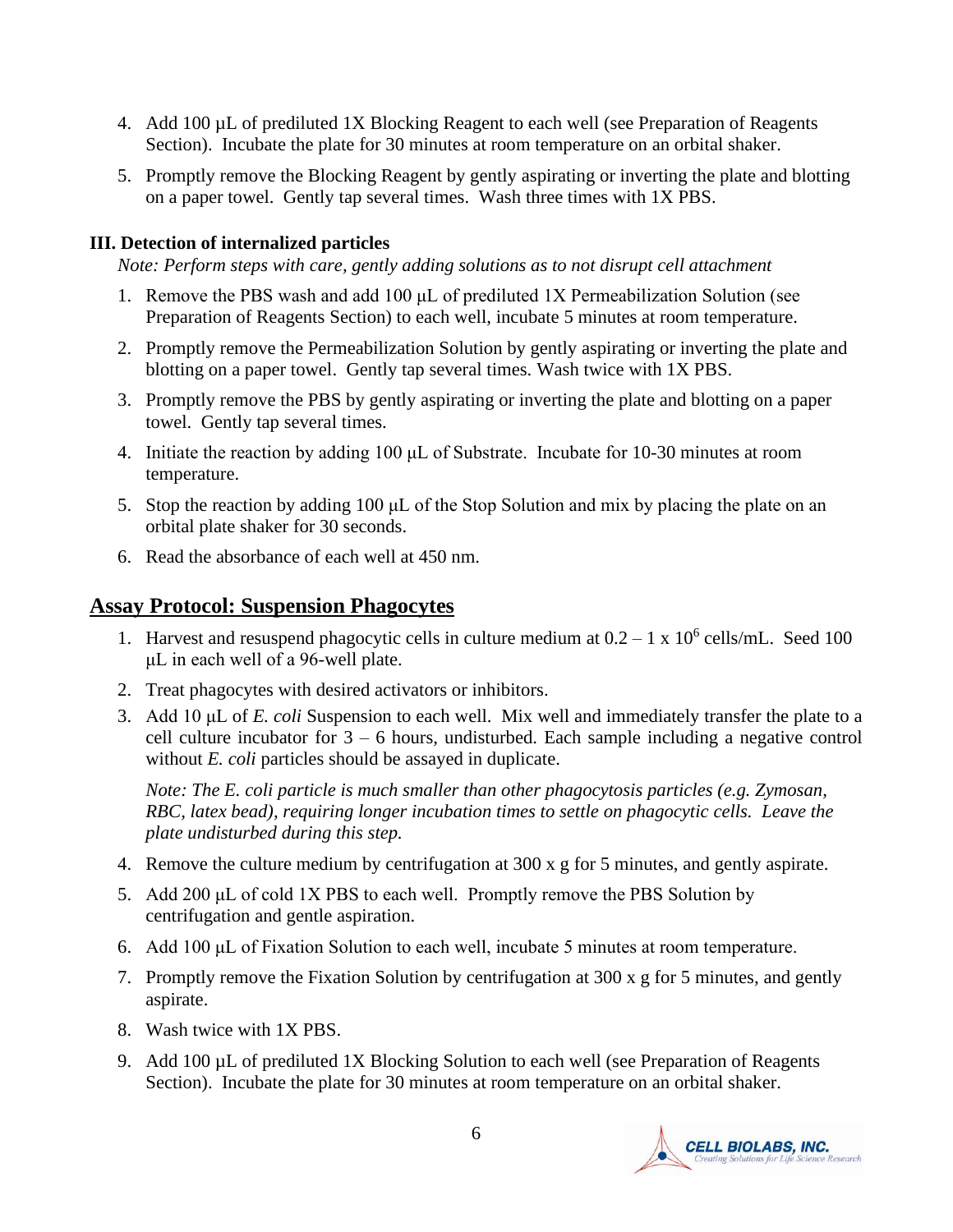4. Add 100 µL of prediluted 1X Blocking Reagent to each well (see Preparation of Reagents Section). Incubate the plate for 30 minutes at room temperature on an orbital shaker.
5. Promptly remove the Blocking Reagent by gently aspirating or inverting the plate and blotting on a paper towel. Gently tap several times. Wash three times with 1X PBS.

**III. Detection of internalized particles**

*Note: Perform steps with care, gently adding solutions as to not disrupt cell attachment*

1. Remove the PBS wash and add 100 µL of prediluted 1X Permeabilization Solution (see Preparation of Reagents Section) to each well, incubate 5 minutes at room temperature.
2. Promptly remove the Permeabilization Solution by gently aspirating or inverting the plate and blotting on a paper towel. Gently tap several times. Wash twice with 1X PBS.
3. Promptly remove the PBS by gently aspirating or inverting the plate and blotting on a paper towel. Gently tap several times.
4. Initiate the reaction by adding 100 µL of Substrate. Incubate for 10-30 minutes at room temperature.
5. Stop the reaction by adding 100 µL of the Stop Solution and mix by placing the plate on an orbital plate shaker for 30 seconds.
6. Read the absorbance of each well at 450 nm.

## Assay Protocol: Suspension Phagocytes

1. Harvest and resuspend phagocytic cells in culture medium at $0.2 - 1 \times 10^6$ cells/mL. Seed 100 µL in each well of a 96-well plate.
2. Treat phagocytes with desired activators or inhibitors.
3. Add 10 µL of *E. coli* Suspension to each well. Mix well and immediately transfer the plate to a cell culture incubator for 3 – 6 hours, undisturbed. Each sample including a negative control without *E. coli* particles should be assayed in duplicate.

   *Note: The E. coli particle is much smaller than other phagocytosis particles (e.g. Zymosan, RBC, latex bead), requiring longer incubation times to settle on phagocytic cells. Leave the plate undisturbed during this step.*

4. Remove the culture medium by centrifugation at 300 x g for 5 minutes, and gently aspirate.
5. Add 200 µL of cold 1X PBS to each well. Promptly remove the PBS Solution by centrifugation and gentle aspiration.
6. Add 100 µL of Fixation Solution to each well, incubate 5 minutes at room temperature.
7. Promptly remove the Fixation Solution by centrifugation at 300 x g for 5 minutes, and gently aspirate.
8. Wash twice with 1X PBS.
9. Add 100 µL of prediluted 1X Blocking Solution to each well (see Preparation of Reagents Section). Incubate the plate for 30 minutes at room temperature on an orbital shaker.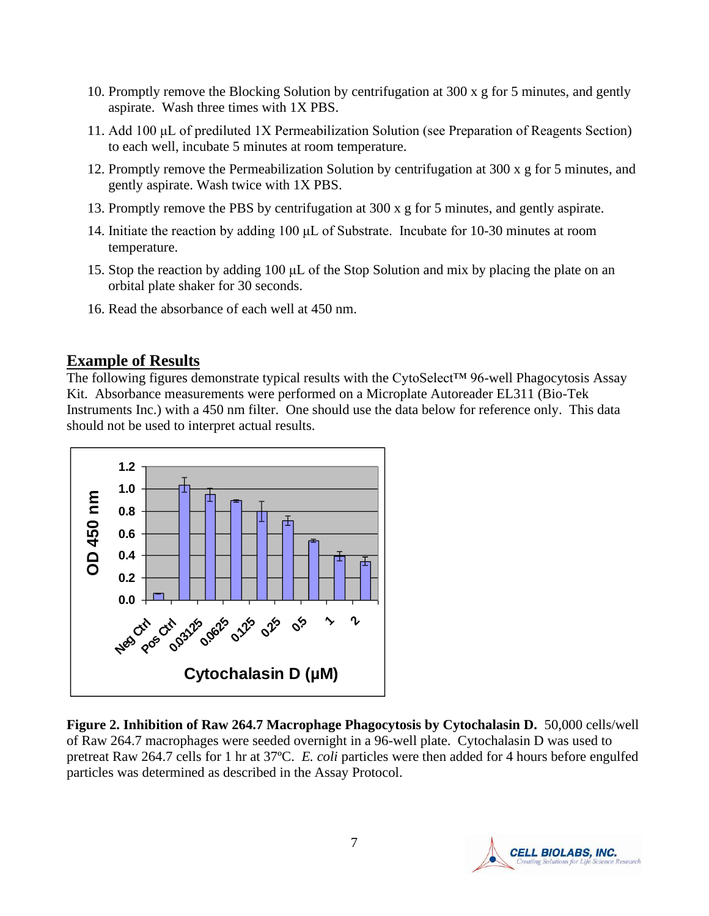10. Promptly remove the Blocking Solution by centrifugation at 300 x g for 5 minutes, and gently aspirate. Wash three times with 1X PBS.
11. Add 100 µL of prediluted 1X Permeabilization Solution (see Preparation of Reagents Section) to each well, incubate 5 minutes at room temperature.
12. Promptly remove the Permeabilization Solution by centrifugation at 300 x g for 5 minutes, and gently aspirate. Wash twice with 1X PBS.
13. Promptly remove the PBS by centrifugation at 300 x g for 5 minutes, and gently aspirate.
14. Initiate the reaction by adding 100 µL of Substrate. Incubate for 10-30 minutes at room temperature.
15. Stop the reaction by adding 100 µL of the Stop Solution and mix by placing the plate on an orbital plate shaker for 30 seconds.
16. Read the absorbance of each well at 450 nm.

## Example of Results

The following figures demonstrate typical results with the CytoSelect™ 96-well Phagocytosis Assay Kit. Absorbance measurements were performed on a Microplate Autoreader EL311 (Bio-Tek Instruments Inc.) with a 450 nm filter. One should use the data below for reference only. This data should not be used to interpret actual results.

**Figure 2. Inhibition of Raw 264.7 Macrophage Phagocytosis by Cytochalasin D.** 50,000 cells/well of Raw 264.7 macrophages were seeded overnight in a 96-well plate. Cytochalasin D was used to pretreat Raw 264.7 cells for 1 hr at 37ºC. *E. coli* particles were then added for 4 hours before engulfed particles was determined as described in the Assay Protocol.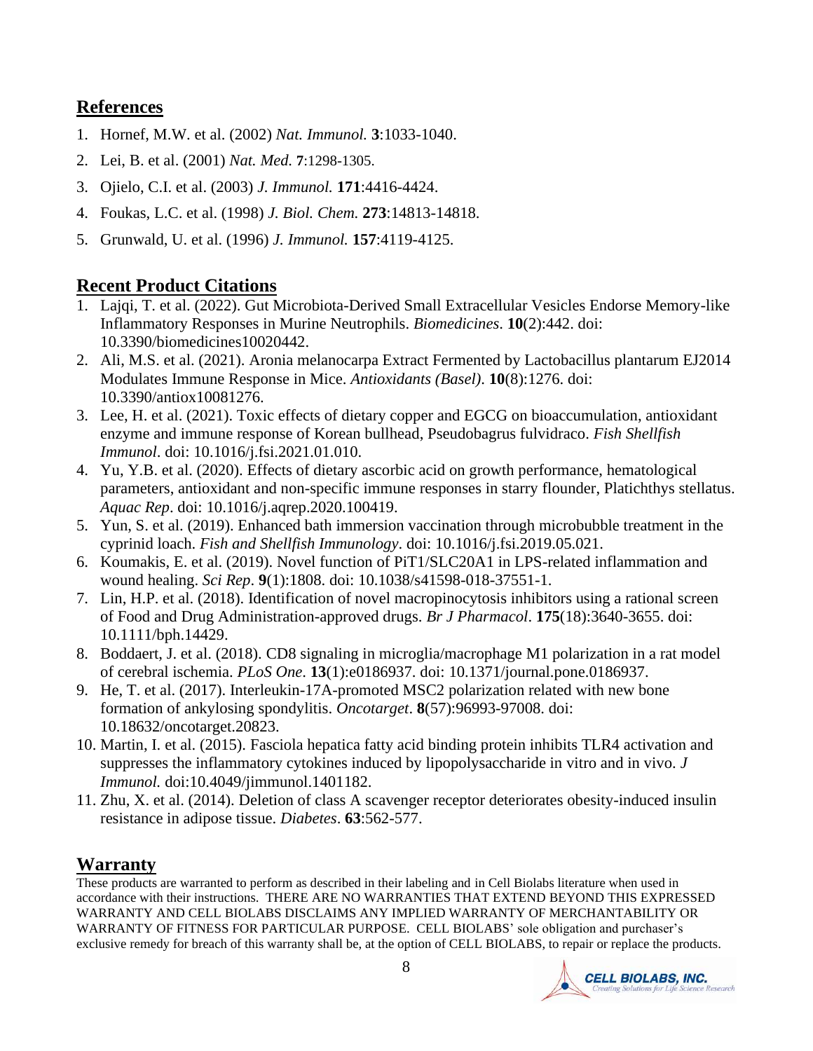## References

1. Hornef, M.W. et al. (2002) *Nat. Immunol.* **3**:1033-1040.
2. Lei, B. et al. (2001) *Nat. Med.* **7**:1298-1305.
3. Ojielo, C.I. et al. (2003) *J. Immunol.* **171**:4416-4424.
4. Foukas, L.C. et al. (1998) *J. Biol. Chem.* **273**:14813-14818.
5. Grunwald, U. et al. (1996) *J. Immunol.* **157**:4119-4125.

## Recent Product Citations

1. Lajqi, T. et al. (2022). Gut Microbiota-Derived Small Extracellular Vesicles Endorse Memory-like Inflammatory Responses in Murine Neutrophils. *Biomedicines*. **10**(2):442. doi: 10.3390/biomedicines10020442.
2. Ali, M.S. et al. (2021). Aronia melanocarpa Extract Fermented by Lactobacillus plantarum EJ2014 Modulates Immune Response in Mice. *Antioxidants (Basel)*. **10**(8):1276. doi: 10.3390/antiox10081276.
3. Lee, H. et al. (2021). Toxic effects of dietary copper and EGCG on bioaccumulation, antioxidant enzyme and immune response of Korean bullhead, Pseudobagrus fulvidraco. *Fish Shellfish Immunol*. doi: 10.1016/j.fsi.2021.01.010.
4. Yu, Y.B. et al. (2020). Effects of dietary ascorbic acid on growth performance, hematological parameters, antioxidant and non-specific immune responses in starry flounder, Platichthys stellatus. *Aquac Rep*. doi: 10.1016/j.aqrep.2020.100419.
5. Yun, S. et al. (2019). Enhanced bath immersion vaccination through microbubble treatment in the cyprinid loach. *Fish and Shellfish Immunology*. doi: 10.1016/j.fsi.2019.05.021.
6. Koumakis, E. et al. (2019). Novel function of PiT1/SLC20A1 in LPS-related inflammation and wound healing. *Sci Rep*. **9**(1):1808. doi: 10.1038/s41598-018-37551-1.
7. Lin, H.P. et al. (2018). Identification of novel macropinocytosis inhibitors using a rational screen of Food and Drug Administration-approved drugs. *Br J Pharmacol*. **175**(18):3640-3655. doi: 10.1111/bph.14429.
8. Boddaert, J. et al. (2018). CD8 signaling in microglia/macrophage M1 polarization in a rat model of cerebral ischemia. *PLoS One*. **13**(1):e0186937. doi: 10.1371/journal.pone.0186937.
9. He, T. et al. (2017). Interleukin-17A-promoted MSC2 polarization related with new bone formation of ankylosing spondylitis. *Oncotarget*. **8**(57):96993-97008. doi: 10.18632/oncotarget.20823.
10. Martin, I. et al. (2015). Fasciola hepatica fatty acid binding protein inhibits TLR4 activation and suppresses the inflammatory cytokines induced by lipopolysaccharide in vitro and in vivo. *J Immunol.* doi:10.4049/jimmunol.1401182.
11. Zhu, X. et al. (2014). Deletion of class A scavenger receptor deteriorates obesity-induced insulin resistance in adipose tissue. *Diabetes*. **63**:562-577.

## Warranty

These products are warranted to perform as described in their labeling and in Cell Biolabs literature when used in accordance with their instructions. THERE ARE NO WARRANTIES THAT EXTEND BEYOND THIS EXPRESSED WARRANTY AND CELL BIOLABS DISCLAIMS ANY IMPLIED WARRANTY OF MERCHANTABILITY OR WARRANTY OF FITNESS FOR PARTICULAR PURPOSE. CELL BIOLABS' sole obligation and purchaser's exclusive remedy for breach of this warranty shall be, at the option of CELL BIOLABS, to repair or replace the products.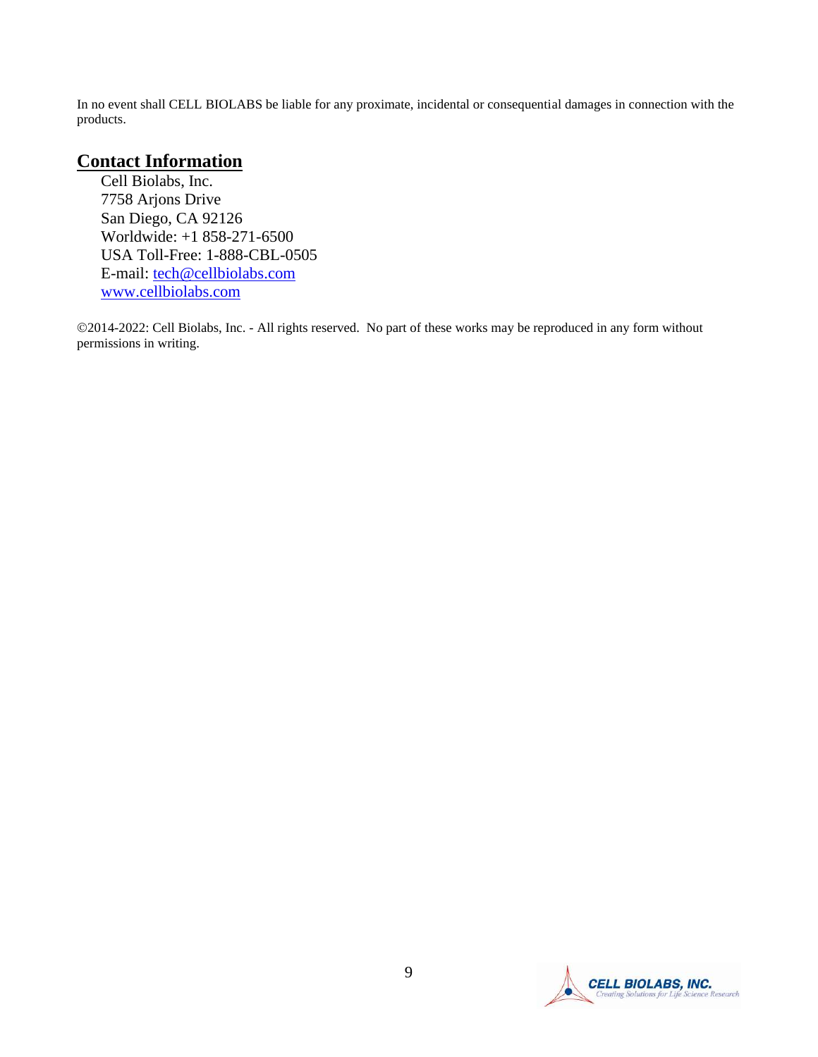In no event shall CELL BIOLABS be liable for any proximate, incidental or consequential damages in connection with the products.

## Contact Information

Cell Biolabs, Inc.
7758 Arjons Drive
San Diego, CA 92126
Worldwide: +1 858-271-6500
USA Toll-Free: 1-888-CBL-0505
E-mail: tech@cellbiolabs.com
www.cellbiolabs.com

©2014-2022: Cell Biolabs, Inc. - All rights reserved. No part of these works may be reproduced in any form without permissions in writing.